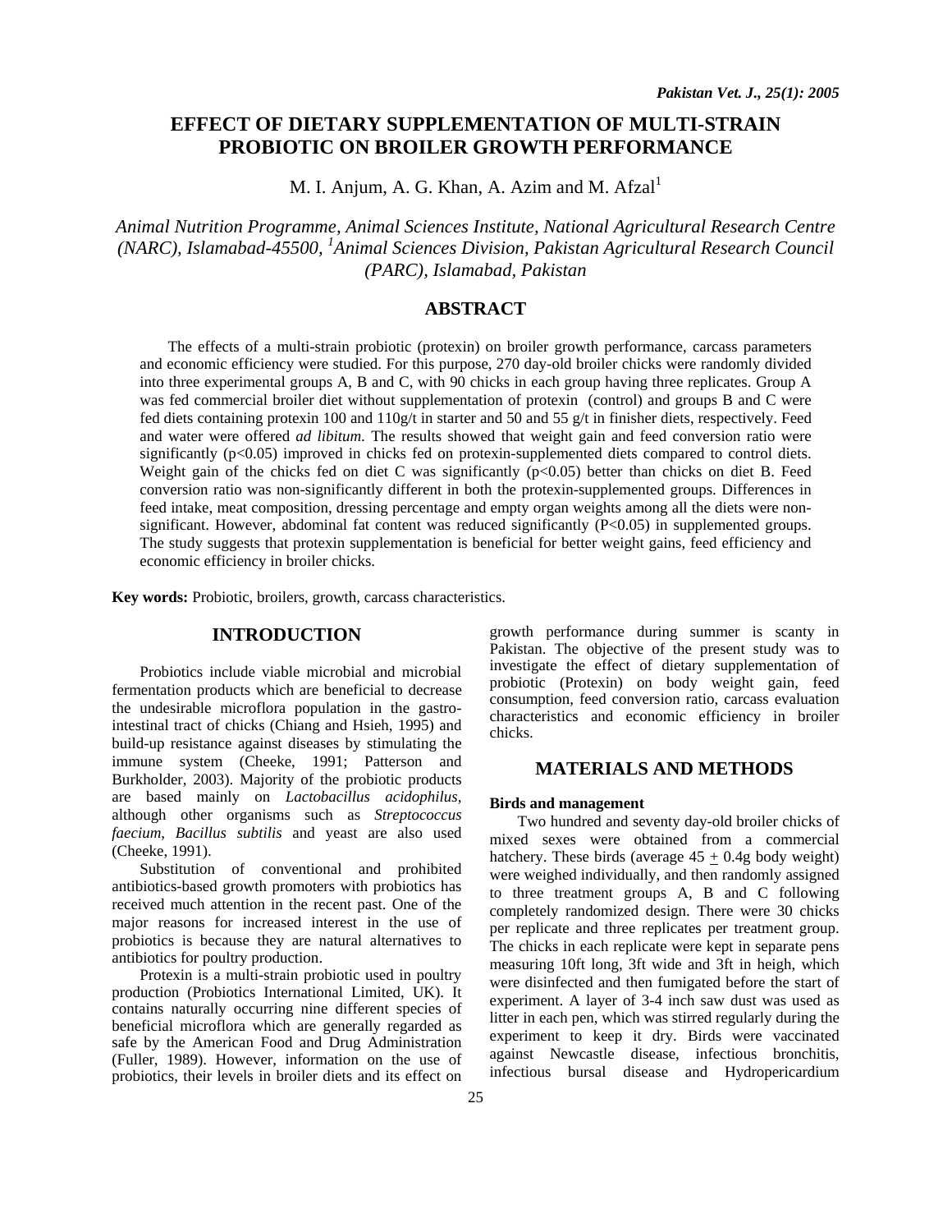# EFFECT OF DIETARY SUPPLEMENTATION OF MULTI-STRAIN PROBIOTIC ON BROILER GROWTH PERFORMANCE

M. I. Anjum, A. G. Khan, A. Azim and M. Afzal[1]

*Animal Nutrition Programme, Animal Sciences Institute, National Agricultural Research Centre (NARC), Islamabad-45500, [1]Animal Sciences Division, Pakistan Agricultural Research Council (PARC), Islamabad, Pakistan*

## ABSTRACT

The effects of a multi-strain probiotic (protexin) on broiler growth performance, carcass parameters and economic efficiency were studied. For this purpose, 270 day-old broiler chicks were randomly divided into three experimental groups A, B and C, with 90 chicks in each group having three replicates. Group A was fed commercial broiler diet without supplementation of protexin (control) and groups B and C were fed diets containing protexin 100 and 110g/t in starter and 50 and 55 g/t in finisher diets, respectively. Feed and water were offered *ad libitum*. The results showed that weight gain and feed conversion ratio were significantly ($p<0.05$) improved in chicks fed on protexin-supplemented diets compared to control diets. Weight gain of the chicks fed on diet C was significantly ($p<0.05$) better than chicks on diet B. Feed conversion ratio was non-significantly different in both the protexin-supplemented groups. Differences in feed intake, meat composition, dressing percentage and empty organ weights among all the diets were non-significant. However, abdominal fat content was reduced significantly ($P<0.05$) in supplemented groups. The study suggests that protexin supplementation is beneficial for better weight gains, feed efficiency and economic efficiency in broiler chicks.

**Key words:** Probiotic, broilers, growth, carcass characteristics.

## INTRODUCTION

Probiotics include viable microbial and microbial fermentation products which are beneficial to decrease the undesirable microflora population in the gastro-intestinal tract of chicks (Chiang and Hsieh, 1995) and build-up resistance against diseases by stimulating the immune system (Cheeke, 1991; Patterson and Burkholder, 2003). Majority of the probiotic products are based mainly on *Lactobacillus acidophilus*, although other organisms such as *Streptococcus faecium*, *Bacillus subtilis* and yeast are also used (Cheeke, 1991).

Substitution of conventional and prohibited antibiotics-based growth promoters with probiotics has received much attention in the recent past. One of the major reasons for increased interest in the use of probiotics is because they are natural alternatives to antibiotics for poultry production.

Protexin is a multi-strain probiotic used in poultry production (Probiotics International Limited, UK). It contains naturally occurring nine different species of beneficial microflora which are generally regarded as safe by the American Food and Drug Administration (Fuller, 1989). However, information on the use of probiotics, their levels in broiler diets and its effect on growth performance during summer is scanty in Pakistan. The objective of the present study was to investigate the effect of dietary supplementation of probiotic (Protexin) on body weight gain, feed consumption, feed conversion ratio, carcass evaluation characteristics and economic efficiency in broiler chicks.

## MATERIALS AND METHODS

### Birds and management

Two hundred and seventy day-old broiler chicks of mixed sexes were obtained from a commercial hatchery. These birds (average $45 \pm 0.4$g body weight) were weighed individually, and then randomly assigned to three treatment groups A, B and C following completely randomized design. There were 30 chicks per replicate and three replicates per treatment group. The chicks in each replicate were kept in separate pens measuring 10ft long, 3ft wide and 3ft in heigh, which were disinfected and then fumigated before the start of experiment. A layer of 3-4 inch saw dust was used as litter in each pen, which was stirred regularly during the experiment to keep it dry. Birds were vaccinated against Newcastle disease, infectious bronchitis, infectious bursal disease and Hydropericardium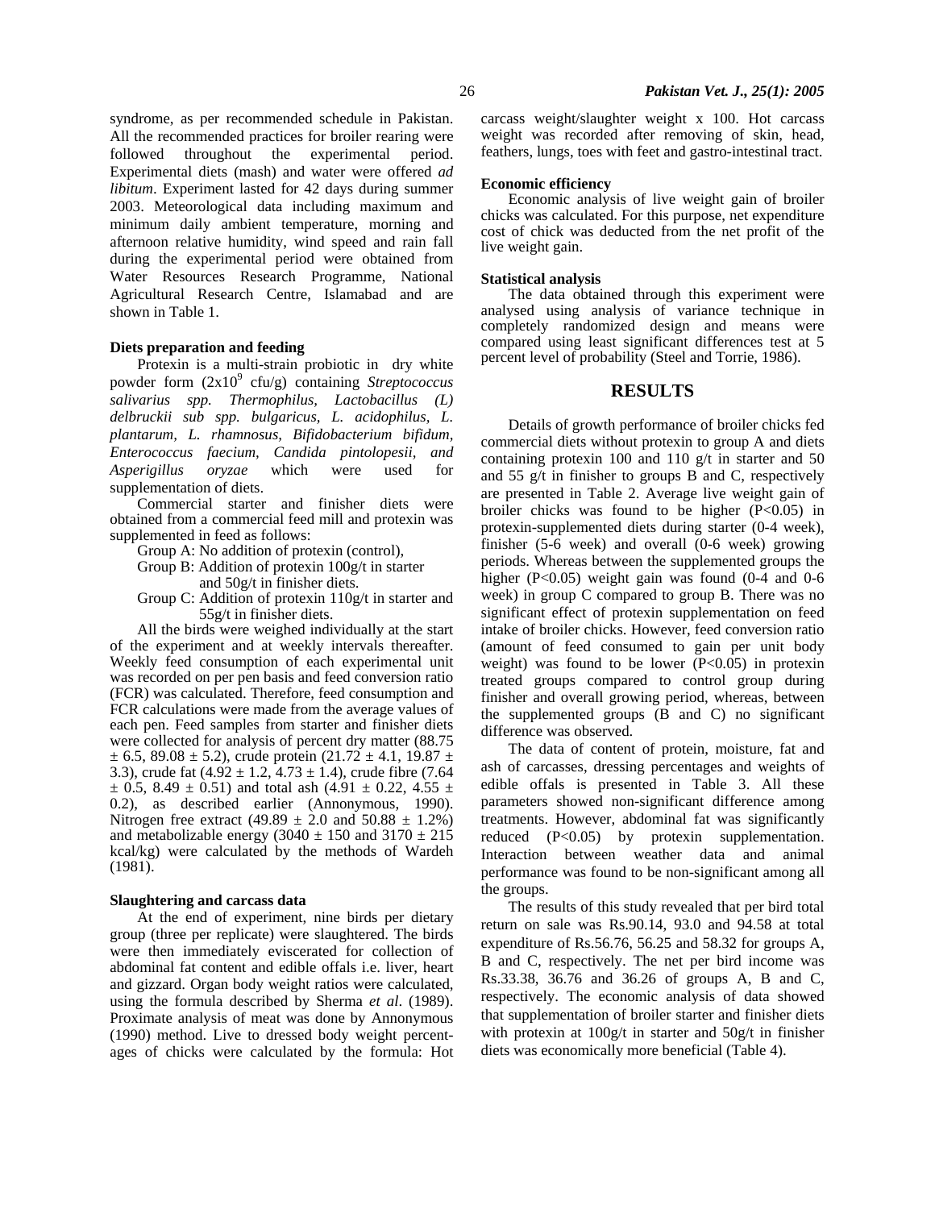syndrome, as per recommended schedule in Pakistan. All the recommended practices for broiler rearing were followed throughout the experimental period. Experimental diets (mash) and water were offered *ad libitum*. Experiment lasted for 42 days during summer 2003. Meteorological data including maximum and minimum daily ambient temperature, morning and afternoon relative humidity, wind speed and rain fall during the experimental period were obtained from Water Resources Research Programme, National Agricultural Research Centre, Islamabad and are shown in Table 1.

**Diets preparation and feeding**

Protexin is a multi-strain probiotic in dry white powder form ($2x10^9$ cfu/g) containing *Streptococcus salivarius spp. Thermophilus, Lactobacillus (L) delbruckii sub spp. bulgaricus, L. acidophilus, L. plantarum, L. rhamnosus, Bifidobacterium bifidum, Enterococcus faecium, Candida pintolopesii, and Asperigillus oryzae* which were used for supplementation of diets.

Commercial starter and finisher diets were obtained from a commercial feed mill and protexin was supplemented in feed as follows:

Group A: No addition of protexin (control),

Group B: Addition of protexin 100g/t in starter and 50g/t in finisher diets.

Group C: Addition of protexin 110g/t in starter and 55g/t in finisher diets.

All the birds were weighed individually at the start of the experiment and at weekly intervals thereafter. Weekly feed consumption of each experimental unit was recorded on per pen basis and feed conversion ratio (FCR) was calculated. Therefore, feed consumption and FCR calculations were made from the average values of each pen. Feed samples from starter and finisher diets were collected for analysis of percent dry matter (88.75 ± 6.5, 89.08 ± 5.2), crude protein (21.72 ± 4.1, 19.87 ± 3.3), crude fat (4.92 ± 1.2, 4.73 ± 1.4), crude fibre (7.64 ± 0.5, 8.49 ± 0.51) and total ash (4.91 ± 0.22, 4.55 ± 0.2), as described earlier (Annonymous, 1990). Nitrogen free extract (49.89 ± 2.0 and 50.88 ± 1.2%) and metabolizable energy (3040 ± 150 and 3170 ± 215 kcal/kg) were calculated by the methods of Wardeh (1981).

**Slaughtering and carcass data**

At the end of experiment, nine birds per dietary group (three per replicate) were slaughtered. The birds were then immediately eviscerated for collection of abdominal fat content and edible offals i.e. liver, heart and gizzard. Organ body weight ratios were calculated, using the formula described by Sherma *et al*. (1989). Proximate analysis of meat was done by Annonymous (1990) method. Live to dressed body weight percentages of chicks were calculated by the formula: Hot carcass weight/slaughter weight x 100. Hot carcass weight was recorded after removing of skin, head, feathers, lungs, toes with feet and gastro-intestinal tract.

**Economic efficiency**

Economic analysis of live weight gain of broiler chicks was calculated. For this purpose, net expenditure cost of chick was deducted from the net profit of the live weight gain.

**Statistical analysis**

The data obtained through this experiment were analysed using analysis of variance technique in completely randomized design and means were compared using least significant differences test at 5 percent level of probability (Steel and Torrie, 1986).

## RESULTS

Details of growth performance of broiler chicks fed commercial diets without protexin to group A and diets containing protexin 100 and 110 g/t in starter and 50 and 55 g/t in finisher to groups B and C, respectively are presented in Table 2. Average live weight gain of broiler chicks was found to be higher ($P<0.05$) in protexin-supplemented diets during starter (0-4 week), finisher (5-6 week) and overall (0-6 week) growing periods. Whereas between the supplemented groups the higher ($P<0.05$) weight gain was found (0-4 and 0-6 week) in group C compared to group B. There was no significant effect of protexin supplementation on feed intake of broiler chicks. However, feed conversion ratio (amount of feed consumed to gain per unit body weight) was found to be lower ($P<0.05$) in protexin treated groups compared to control group during finisher and overall growing period, whereas, between the supplemented groups (B and C) no significant difference was observed.

The data of content of protein, moisture, fat and ash of carcasses, dressing percentages and weights of edible offals is presented in Table 3. All these parameters showed non-significant difference among treatments. However, abdominal fat was significantly reduced ($P<0.05$) by protexin supplementation. Interaction between weather data and animal performance was found to be non-significant among all the groups.

The results of this study revealed that per bird total return on sale was Rs.90.14, 93.0 and 94.58 at total expenditure of Rs.56.76, 56.25 and 58.32 for groups A, B and C, respectively. The net per bird income was Rs.33.38, 36.76 and 36.26 of groups A, B and C, respectively. The economic analysis of data showed that supplementation of broiler starter and finisher diets with protexin at 100g/t in starter and 50g/t in finisher diets was economically more beneficial (Table 4).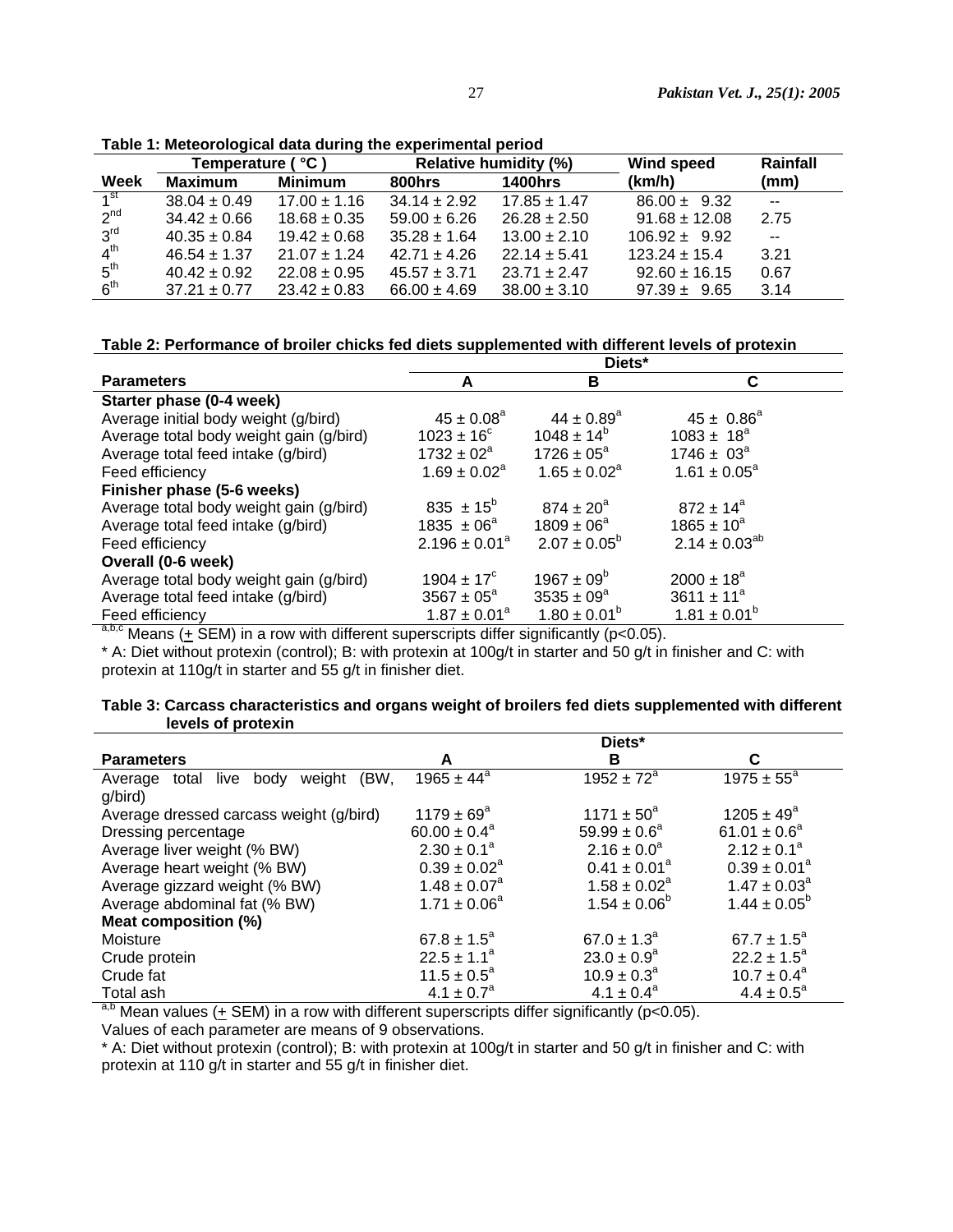**Table 1: Meteorological data during the experimental period**

| Week | Temperature ( °C ) | | Relative humidity (%) | | Wind speed (km/h) | Rainfall (mm) |
|---|---|---|---|---|---|---|
| | Maximum | Minimum | 800hrs | 1400hrs | | |
| 1st | 38.04 ± 0.49 | 17.00 ± 1.16 | 34.14 ± 2.92 | 17.85 ± 1.47 | 86.00 ± 9.32 | -- |
| 2nd | 34.42 ± 0.66 | 18.68 ± 0.35 | 59.00 ± 6.26 | 26.28 ± 2.50 | 91.68 ± 12.08 | 2.75 |
| 3rd | 40.35 ± 0.84 | 19.42 ± 0.68 | 35.28 ± 1.64 | 13.00 ± 2.10 | 106.92 ± 9.92 | -- |
| 4th | 46.54 ± 1.37 | 21.07 ± 1.24 | 42.71 ± 4.26 | 22.14 ± 5.41 | 123.24 ± 15.4 | 3.21 |
| 5th | 40.42 ± 0.92 | 22.08 ± 0.95 | 45.57 ± 3.71 | 23.71 ± 2.47 | 92.60 ± 16.15 | 0.67 |
| 6th | 37.21 ± 0.77 | 23.42 ± 0.83 | 66.00 ± 4.69 | 38.00 ± 3.10 | 97.39 ± 9.65 | 3.14 |

**Table 2: Performance of broiler chicks fed diets supplemented with different levels of protexin**

| Parameters | Diets* | | |
|---|---|---|---|
| | A | B | C |
| **Starter phase (0-4 week)** | | | |
| Average initial body weight (g/bird) | 45 ± 0.08[a] | 44 ± 0.89[a] | 45 ± 0.86[a] |
| Average total body weight gain (g/bird) | 1023 ± 16[c] | 1048 ± 14[b] | 1083 ± 18[a] |
| Average total feed intake (g/bird) | 1732 ± 02[a] | 1726 ± 05[a] | 1746 ± 03[a] |
| Feed efficiency | 1.69 ± 0.02[a] | 1.65 ± 0.02[a] | 1.61 ± 0.05[a] |
| **Finisher phase (5-6 weeks)** | | | |
| Average total body weight gain (g/bird) | 835 ± 15[b] | 874 ± 20[a] | 872 ± 14[a] |
| Average total feed intake (g/bird) | 1835 ± 06[a] | 1809 ± 06[a] | 1865 ± 10[a] |
| Feed efficiency | 2.196 ± 0.01[a] | 2.07 ± 0.05[b] | 2.14 ± 0.03[ab] |
| **Overall (0-6 week)** | | | |
| Average total body weight gain (g/bird) | 1904 ± 17[c] | 1967 ± 09[b] | 2000 ± 18[a] |
| Average total feed intake (g/bird) | 3567 ± 05[a] | 3535 ± 09[a] | 3611 ± 11[a] |
| Feed efficiency | 1.87 ± 0.01[a] | 1.80 ± 0.01[b] | 1.81 ± 0.01[b] |

[a,b,c] Means (± SEM) in a row with different superscripts differ significantly ($p<0.05$).

\* A: Diet without protexin (control); B: with protexin at 100g/t in starter and 50 g/t in finisher and C: with protexin at 110g/t in starter and 55 g/t in finisher diet.

**Table 3: Carcass characteristics and organs weight of broilers fed diets supplemented with different levels of protexin**

| Parameters | Diets* | | |
|---|---|---|---|
| | A | B | C |
| Average total live body weight (BW, g/bird) | 1965 ± 44[a] | 1952 ± 72[a] | 1975 ± 55[a] |
| Average dressed carcass weight (g/bird) | 1179 ± 69[a] | 1171 ± 50[a] | 1205 ± 49[a] |
| Dressing percentage | 60.00 ± 0.4[a] | 59.99 ± 0.6[a] | 61.01 ± 0.6[a] |
| Average liver weight (% BW) | 2.30 ± 0.1[a] | 2.16 ± 0.0[a] | 2.12 ± 0.1[a] |
| Average heart weight (% BW) | 0.39 ± 0.02[a] | 0.41 ± 0.01[a] | 0.39 ± 0.01[a] |
| Average gizzard weight (% BW) | 1.48 ± 0.07[a] | 1.58 ± 0.02[a] | 1.47 ± 0.03[a] |
| Average abdominal fat (% BW) | 1.71 ± 0.06[a] | 1.54 ± 0.06[b] | 1.44 ± 0.05[b] |
| **Meat composition (%)** | | | |
| Moisture | 67.8 ± 1.5[a] | 67.0 ± 1.3[a] | 67.7 ± 1.5[a] |
| Crude protein | 22.5 ± 1.1[a] | 23.0 ± 0.9[a] | 22.2 ± 1.5[a] |
| Crude fat | 11.5 ± 0.5[a] | 10.9 ± 0.3[a] | 10.7 ± 0.4[a] |
| Total ash | 4.1 ± 0.7[a] | 4.1 ± 0.4[a] | 4.4 ± 0.5[a] |

[a,b] Mean values (± SEM) in a row with different superscripts differ significantly ($p<0.05$).

Values of each parameter are means of 9 observations.

\* A: Diet without protexin (control); B: with protexin at 100g/t in starter and 50 g/t in finisher and C: with protexin at 110 g/t in starter and 55 g/t in finisher diet.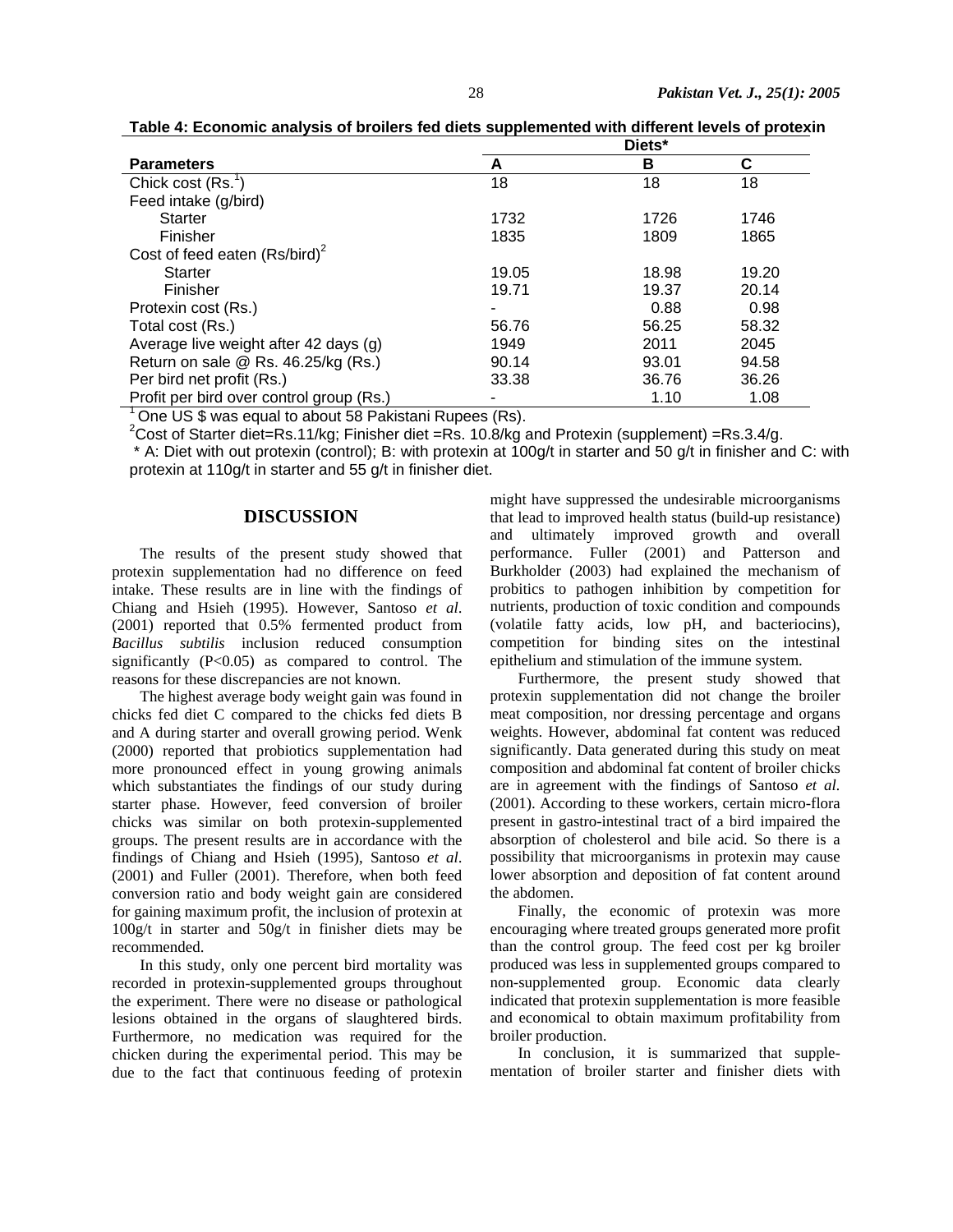**Table 4: Economic analysis of broilers fed diets supplemented with different levels of protexin**

| Parameters | Diets* | | |
|---|---|---|---|
| | A | B | C |
| Chick cost (Rs.[1]) | 18 | 18 | 18 |
| Feed intake (g/bird) | | | |
| Starter | 1732 | 1726 | 1746 |
| Finisher | 1835 | 1809 | 1865 |
| Cost of feed eaten (Rs/bird)[2] | | | |
| Starter | 19.05 | 18.98 | 19.20 |
| Finisher | 19.71 | 19.37 | 20.14 |
| Protexin cost (Rs.) | - | 0.88 | 0.98 |
| Total cost (Rs.) | 56.76 | 56.25 | 58.32 |
| Average live weight after 42 days (g) | 1949 | 2011 | 2045 |
| Return on sale @ Rs. 46.25/kg (Rs.) | 90.14 | 93.01 | 94.58 |
| Per bird net profit (Rs.) | 33.38 | 36.76 | 36.26 |
| Profit per bird over control group (Rs.) | - | 1.10 | 1.08 |

[1] One US $ was equal to about 58 Pakistani Rupees (Rs).

[2]Cost of Starter diet=Rs.11/kg; Finisher diet =Rs. 10.8/kg and Protexin (supplement) =Rs.3.4/g.

\* A: Diet with out protexin (control); B: with protexin at 100g/t in starter and 50 g/t in finisher and C: with protexin at 110g/t in starter and 55 g/t in finisher diet.

## DISCUSSION

The results of the present study showed that protexin supplementation had no difference on feed intake. These results are in line with the findings of Chiang and Hsieh (1995). However, Santoso *et al*. (2001) reported that 0.5% fermented product from *Bacillus subtilis* inclusion reduced consumption significantly (P<0.05) as compared to control. The reasons for these discrepancies are not known.

The highest average body weight gain was found in chicks fed diet C compared to the chicks fed diets B and A during starter and overall growing period. Wenk (2000) reported that probiotics supplementation had more pronounced effect in young growing animals which substantiates the findings of our study during starter phase. However, feed conversion of broiler chicks was similar on both protexin-supplemented groups. The present results are in accordance with the findings of Chiang and Hsieh (1995), Santoso *et al*. (2001) and Fuller (2001). Therefore, when both feed conversion ratio and body weight gain are considered for gaining maximum profit, the inclusion of protexin at 100g/t in starter and 50g/t in finisher diets may be recommended.

In this study, only one percent bird mortality was recorded in protexin-supplemented groups throughout the experiment. There were no disease or pathological lesions obtained in the organs of slaughtered birds. Furthermore, no medication was required for the chicken during the experimental period. This may be due to the fact that continuous feeding of protexin might have suppressed the undesirable microorganisms that lead to improved health status (build-up resistance) and ultimately improved growth and overall performance. Fuller (2001) and Patterson and Burkholder (2003) had explained the mechanism of probitics to pathogen inhibition by competition for nutrients, production of toxic condition and compounds (volatile fatty acids, low pH, and bacteriocins), competition for binding sites on the intestinal epithelium and stimulation of the immune system.

Furthermore, the present study showed that protexin supplementation did not change the broiler meat composition, nor dressing percentage and organs weights. However, abdominal fat content was reduced significantly. Data generated during this study on meat composition and abdominal fat content of broiler chicks are in agreement with the findings of Santoso *et al*. (2001). According to these workers, certain micro-flora present in gastro-intestinal tract of a bird impaired the absorption of cholesterol and bile acid. So there is a possibility that microorganisms in protexin may cause lower absorption and deposition of fat content around the abdomen.

Finally, the economic of protexin was more encouraging where treated groups generated more profit than the control group. The feed cost per kg broiler produced was less in supplemented groups compared to non-supplemented group. Economic data clearly indicated that protexin supplementation is more feasible and economical to obtain maximum profitability from broiler production.

In conclusion, it is summarized that supplementation of broiler starter and finisher diets with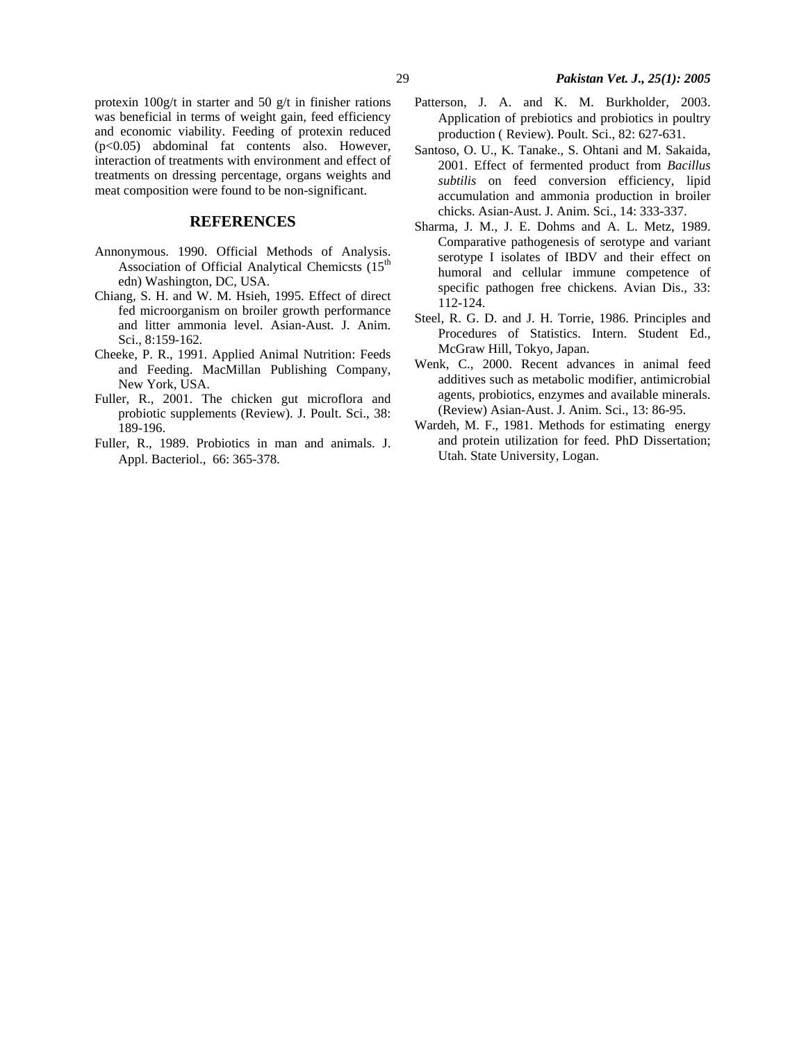protexin 100g/t in starter and 50 g/t in finisher rations was beneficial in terms of weight gain, feed efficiency and economic viability. Feeding of protexin reduced ($p<0.05$) abdominal fat contents also. However, interaction of treatments with environment and effect of treatments on dressing percentage, organs weights and meat composition were found to be non-significant.

## REFERENCES

Annonymous. 1990. Official Methods of Analysis. Association of Official Analytical Chemicsts (15th edn) Washington, DC, USA.

Chiang, S. H. and W. M. Hsieh, 1995. Effect of direct fed microorganism on broiler growth performance and litter ammonia level. Asian-Aust. J. Anim. Sci., 8:159-162.

Cheeke, P. R., 1991. Applied Animal Nutrition: Feeds and Feeding. MacMillan Publishing Company, New York, USA.

Fuller, R., 2001. The chicken gut microflora and probiotic supplements (Review). J. Poult. Sci., 38: 189-196.

Fuller, R., 1989. Probiotics in man and animals. J. Appl. Bacteriol., 66: 365-378.

Patterson, J. A. and K. M. Burkholder, 2003. Application of prebiotics and probiotics in poultry production ( Review). Poult. Sci., 82: 627-631.

Santoso, O. U., K. Tanake., S. Ohtani and M. Sakaida, 2001. Effect of fermented product from *Bacillus subtilis* on feed conversion efficiency, lipid accumulation and ammonia production in broiler chicks. Asian-Aust. J. Anim. Sci., 14: 333-337.

Sharma, J. M., J. E. Dohms and A. L. Metz, 1989. Comparative pathogenesis of serotype and variant serotype I isolates of IBDV and their effect on humoral and cellular immune competence of specific pathogen free chickens. Avian Dis., 33: 112-124.

Steel, R. G. D. and J. H. Torrie, 1986. Principles and Procedures of Statistics. Intern. Student Ed., McGraw Hill, Tokyo, Japan.

Wenk, C., 2000. Recent advances in animal feed additives such as metabolic modifier, antimicrobial agents, probiotics, enzymes and available minerals. (Review) Asian-Aust. J. Anim. Sci., 13: 86-95.

Wardeh, M. F., 1981. Methods for estimating energy and protein utilization for feed. PhD Dissertation; Utah. State University, Logan.